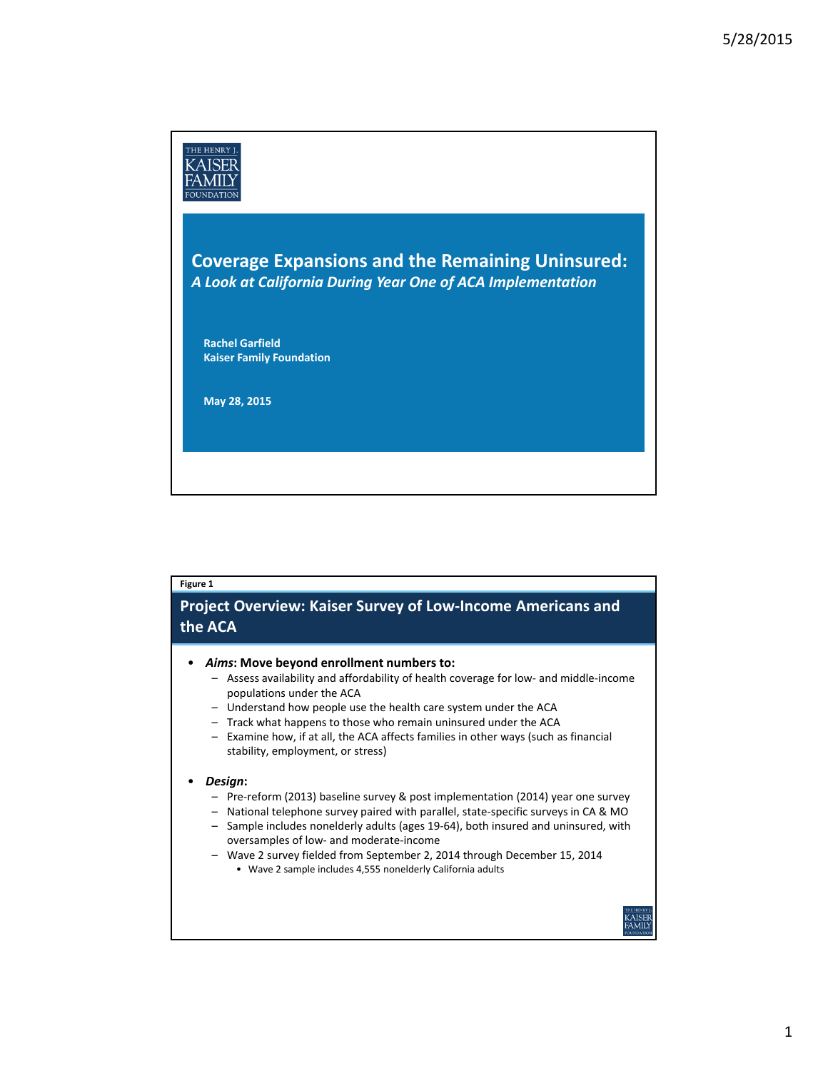THE HENRY J. KAISER FAMILY FOUNDATION

# Coverage Expansions and the Remaining Uninsured:

***A Look at California During Year One of ACA Implementation***

**Rachel Garfield**
**Kaiser Family Foundation**

**May 28, 2015**

---

**Figure 1**

## Project Overview: Kaiser Survey of Low-Income Americans and the ACA

- ***Aims*: Move beyond enrollment numbers to:**
  - Assess availability and affordability of health coverage for low- and middle-income populations under the ACA
  - Understand how people use the health care system under the ACA
  - Track what happens to those who remain uninsured under the ACA
  - Examine how, if at all, the ACA affects families in other ways (such as financial stability, employment, or stress)
- ***Design*:**
  - Pre-reform (2013) baseline survey & post implementation (2014) year one survey
  - National telephone survey paired with parallel, state-specific surveys in CA & MO
  - Sample includes nonelderly adults (ages 19-64), both insured and uninsured, with oversamples of low- and moderate-income
  - Wave 2 survey fielded from September 2, 2014 through December 15, 2014
    - Wave 2 sample includes 4,555 nonelderly California adults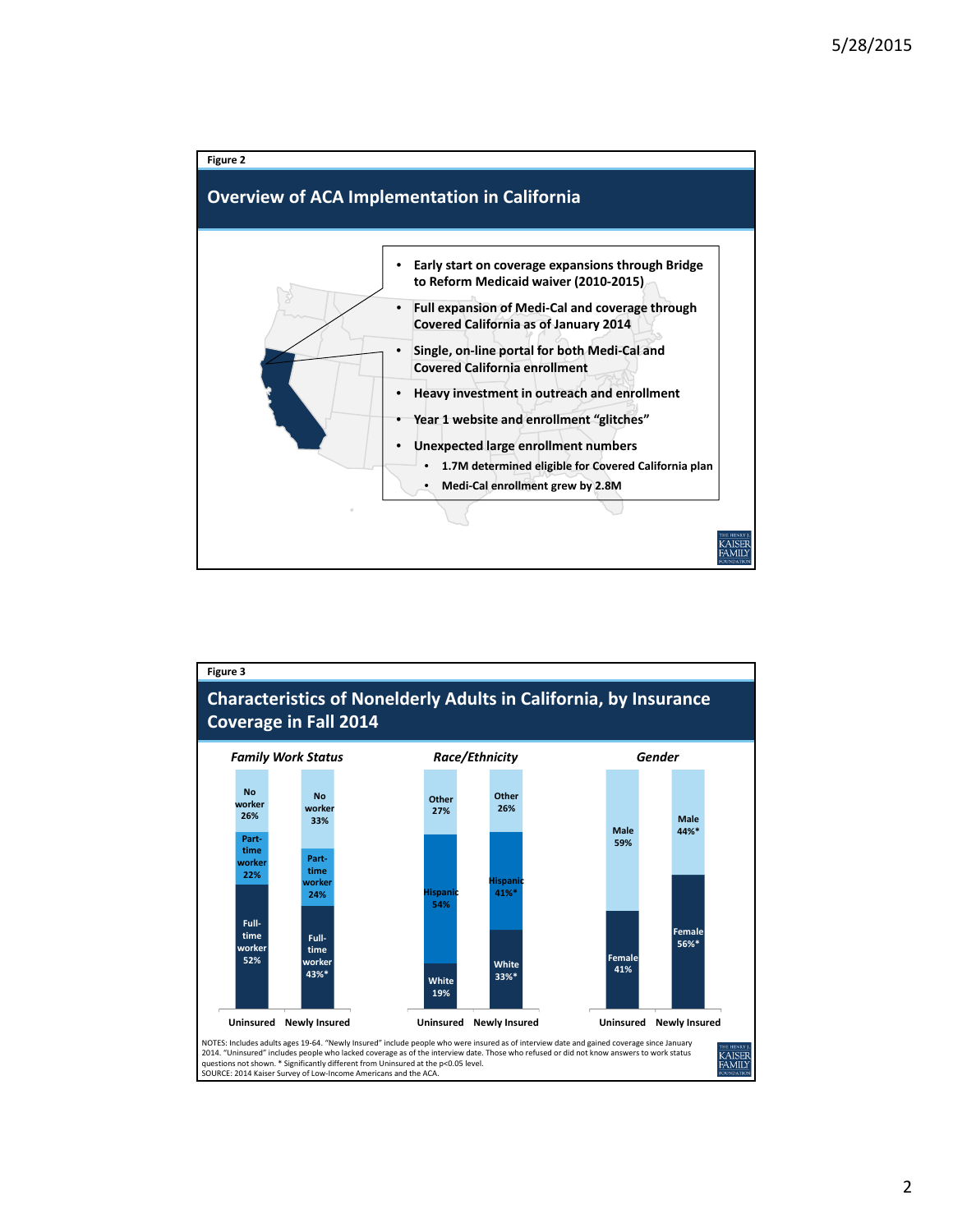Figure 2

## Overview of ACA Implementation in California

- **Early start on coverage expansions through Bridge to Reform Medicaid waiver (2010-2015)**
- **Full expansion of Medi-Cal and coverage through Covered California as of January 2014**
- **Single, on-line portal for both Medi-Cal and Covered California enrollment**
- **Heavy investment in outreach and enrollment**
- **Year 1 website and enrollment "glitches"**
- **Unexpected large enrollment numbers**
  - **1.7M determined eligible for Covered California plan**
  - **Medi-Cal enrollment grew by 2.8M**

Figure 3

## Characteristics of Nonelderly Adults in California, by Insurance Coverage in Fall 2014

| | Uninsured | Newly Insured |
|---|---|---|
| ***Family Work Status*** | | |
| No worker | 26% | 33% |
| Part-time worker | 22% | 24% |
| Full-time worker | 52% | 43%* |
| ***Race/Ethnicity*** | | |
| Other | 27% | 26% |
| Hispanic | 54% | 41%* |
| White | 19% | 33%* |
| ***Gender*** | | |
| Male | 59% | 44%* |
| Female | 41% | 56%* |

NOTES: Includes adults ages 19-64. "Newly Insured" include people who were insured as of interview date and gained coverage since January 2014. "Uninsured" includes people who lacked coverage as of the interview date. Those who refused or did not know answers to work status questions not shown. * Significantly different from Uninsured at the p<0.05 level.
SOURCE: 2014 Kaiser Survey of Low-Income Americans and the ACA.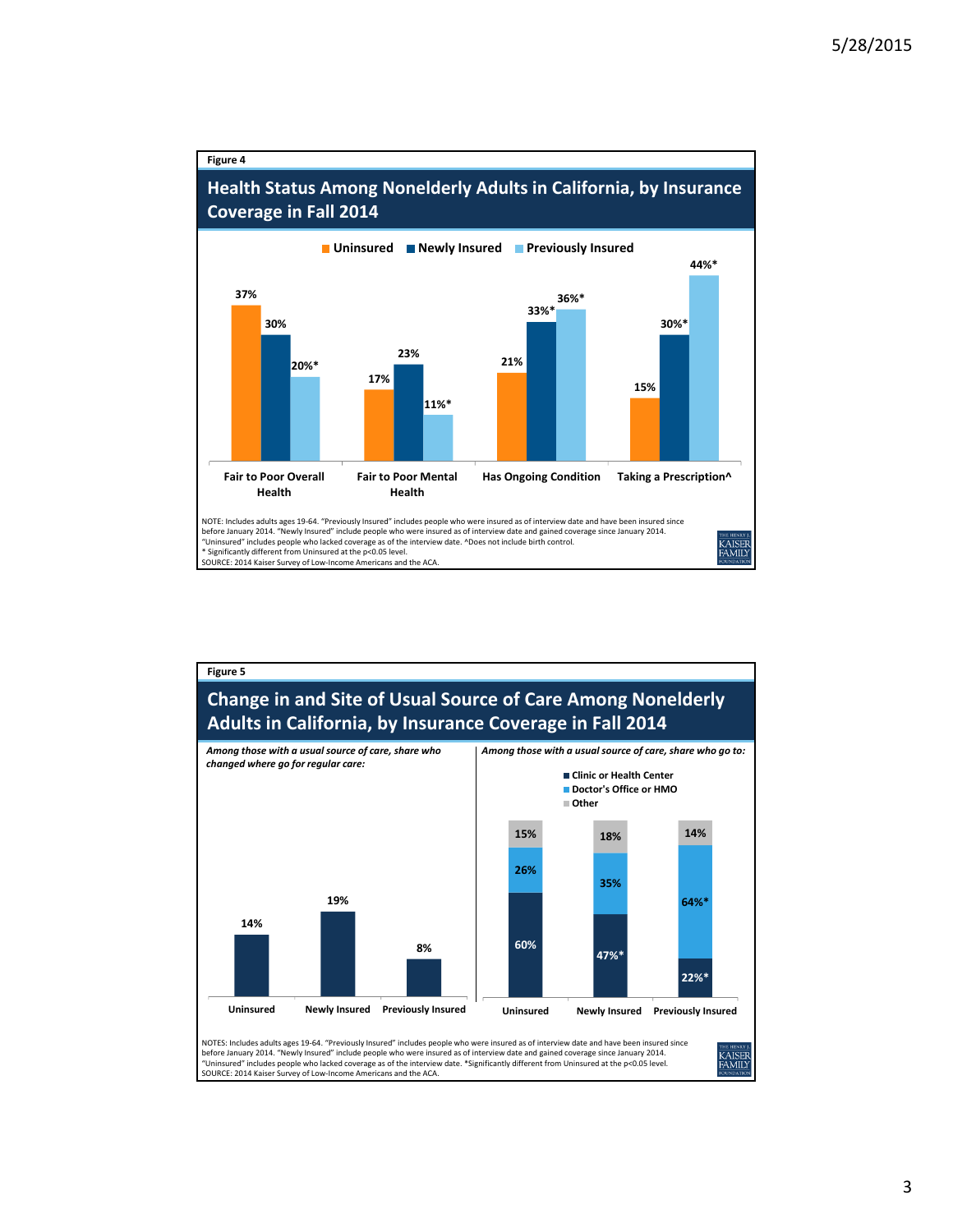Figure 4

## Health Status Among Nonelderly Adults in California, by Insurance Coverage in Fall 2014

| | Uninsured | Newly Insured | Previously Insured |
|---|---|---|---|
| Fair to Poor Overall Health | 37% | 30% | 20%* |
| Fair to Poor Mental Health | 17% | 23% | 11%* |
| Has Ongoing Condition | 21% | 33%* | 36%* |
| Taking a Prescription^ | 15% | 30%* | 44%* |

NOTE: Includes adults ages 19-64. "Previously Insured" includes people who were insured as of interview date and have been insured since before January 2014. "Newly Insured" include people who were insured as of interview date and gained coverage since January 2014. "Uninsured" includes people who lacked coverage as of the interview date. ^Does not include birth control.
* Significantly different from Uninsured at the p<0.05 level.
SOURCE: 2014 Kaiser Survey of Low-Income Americans and the ACA.

Figure 5

## Change in and Site of Usual Source of Care Among Nonelderly Adults in California, by Insurance Coverage in Fall 2014

*Among those with a usual source of care, share who changed where go for regular care:*

| | Uninsured | Newly Insured | Previously Insured |
|---|---|---|---|
| Changed where go for regular care | 14% | 19% | 8% |

*Among those with a usual source of care, share who go to:*

| | Uninsured | Newly Insured | Previously Insured |
|---|---|---|---|
| Clinic or Health Center | 60% | 47%* | 22%* |
| Doctor's Office or HMO | 26% | 35% | 64%* |
| Other | 15% | 18% | 14% |

NOTES: Includes adults ages 19-64. "Previously Insured" includes people who were insured as of interview date and have been insured since before January 2014. "Newly Insured" include people who were insured as of interview date and gained coverage since January 2014. "Uninsured" includes people who lacked coverage as of the interview date. *Significantly different from Uninsured at the p<0.05 level.
SOURCE: 2014 Kaiser Survey of Low-Income Americans and the ACA.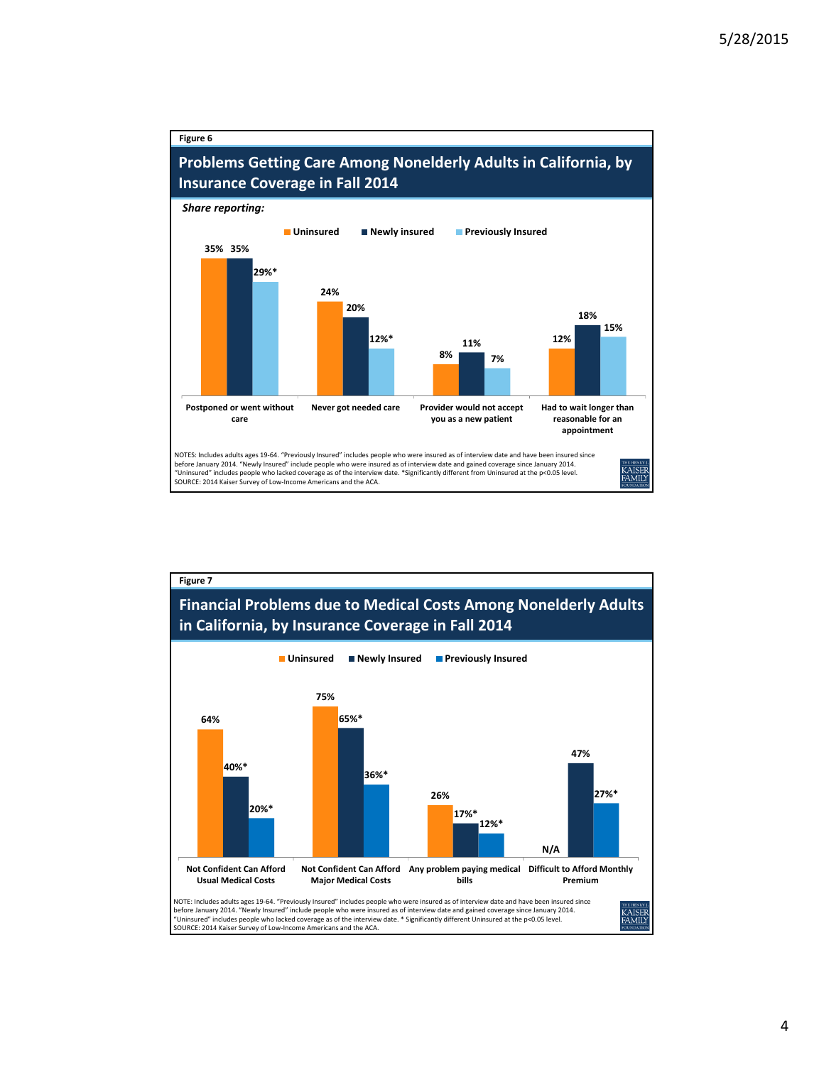Figure 6

## Problems Getting Care Among Nonelderly Adults in California, by Insurance Coverage in Fall 2014

***Share reporting:***

| | Uninsured | Newly insured | Previously Insured |
|---|---|---|---|
| Postponed or went without care | 35% | 35% | 29%* |
| Never got needed care | 24% | 20% | 12%* |
| Provider would not accept you as a new patient | 8% | 11% | 7% |
| Had to wait longer than reasonable for an appointment | 12% | 18% | 15% |

NOTES: Includes adults ages 19-64. "Previously Insured" includes people who were insured as of interview date and have been insured since before January 2014. "Newly insured" include people who were insured as of interview date and gained coverage since January 2014. "Uninsured" includes people who lacked coverage as of the interview date. *Significantly different from Uninsured at the p<0.05 level.
SOURCE: 2014 Kaiser Survey of Low-Income Americans and the ACA.

Figure 7

## Financial Problems due to Medical Costs Among Nonelderly Adults in California, by Insurance Coverage in Fall 2014

| | Uninsured | Newly Insured | Previously Insured |
|---|---|---|---|
| Not Confident Can Afford Usual Medical Costs | 64% | 40%* | 20%* |
| Not Confident Can Afford Major Medical Costs | 75% | 65%* | 36%* |
| Any problem paying medical bills | 26% | 17%* | 12%* |
| Difficult to Afford Monthly Premium | N/A | 47% | 27%* |

NOTE: Includes adults ages 19-64. "Previously Insured" includes people who were insured as of interview date and have been insured since before January 2014. "Newly Insured" include people who were insured as of interview date and gained coverage since January 2014. "Uninsured" includes people who lacked coverage as of the interview date. * Significantly different Uninsured at the p<0.05 level.
SOURCE: 2014 Kaiser Survey of Low-Income Americans and the ACA.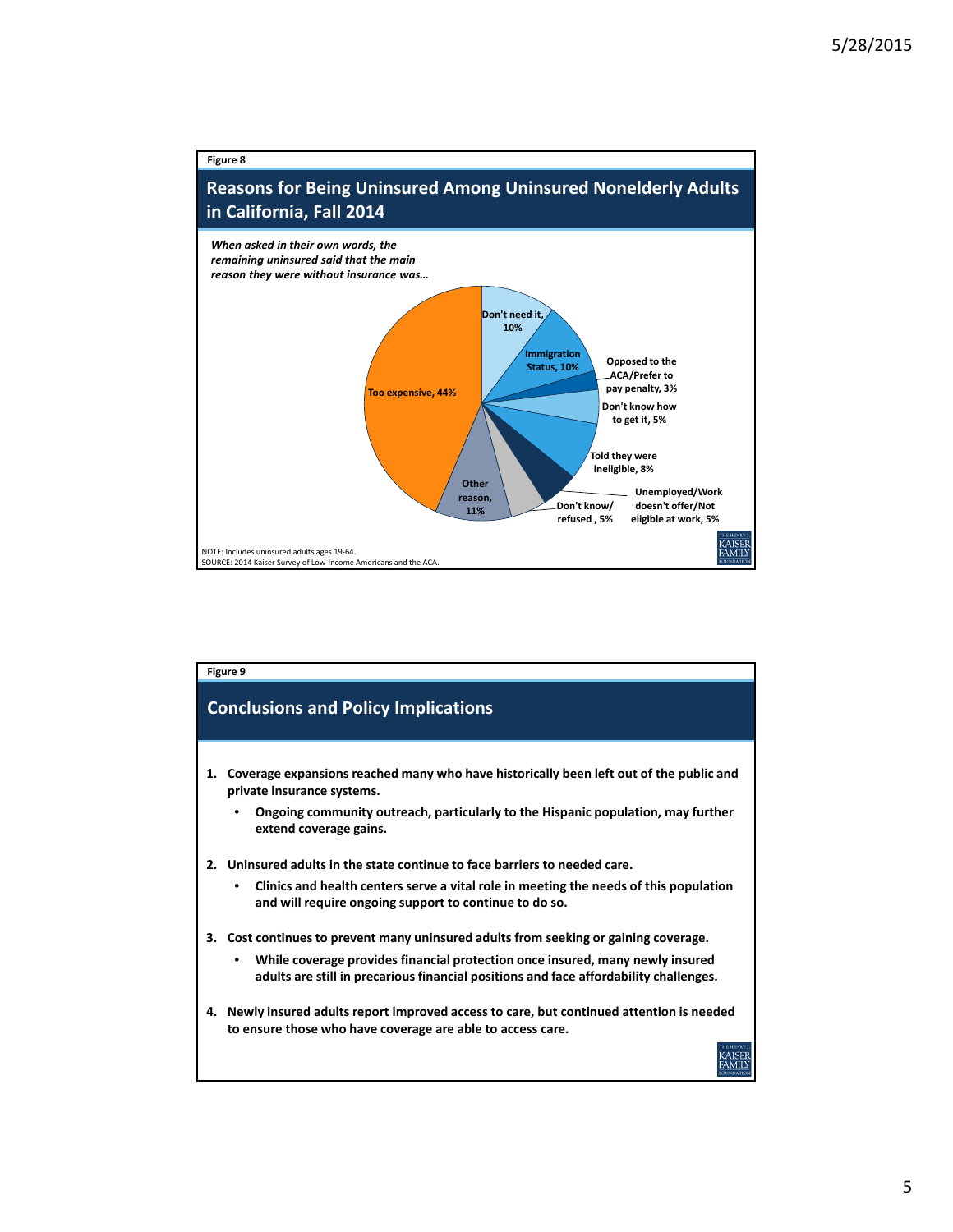Figure 8

## Reasons for Being Uninsured Among Uninsured Nonelderly Adults in California, Fall 2014

*When asked in their own words, the remaining uninsured said that the main reason they were without insurance was…*

Don't need it, 10%

Immigration Status, 10%

Opposed to the ACA/Prefer to pay penalty, 3%

Don't know how to get it, 5%

Told they were ineligible, 8%

Unemployed/Work doesn't offer/Not eligible at work, 5%

Don't know/ refused , 5%

Other reason, 11%

Too expensive, 44%

NOTE: Includes uninsured adults ages 19-64.
SOURCE: 2014 Kaiser Survey of Low-Income Americans and the ACA.

Figure 9

## Conclusions and Policy Implications

1. **Coverage expansions reached many who have historically been left out of the public and private insurance systems.**
   - **Ongoing community outreach, particularly to the Hispanic population, may further extend coverage gains.**
2. **Uninsured adults in the state continue to face barriers to needed care.**
   - **Clinics and health centers serve a vital role in meeting the needs of this population and will require ongoing support to continue to do so.**
3. **Cost continues to prevent many uninsured adults from seeking or gaining coverage.**
   - **While coverage provides financial protection once insured, many newly insured adults are still in precarious financial positions and face affordability challenges.**
4. **Newly insured adults report improved access to care, but continued attention is needed to ensure those who have coverage are able to access care.**